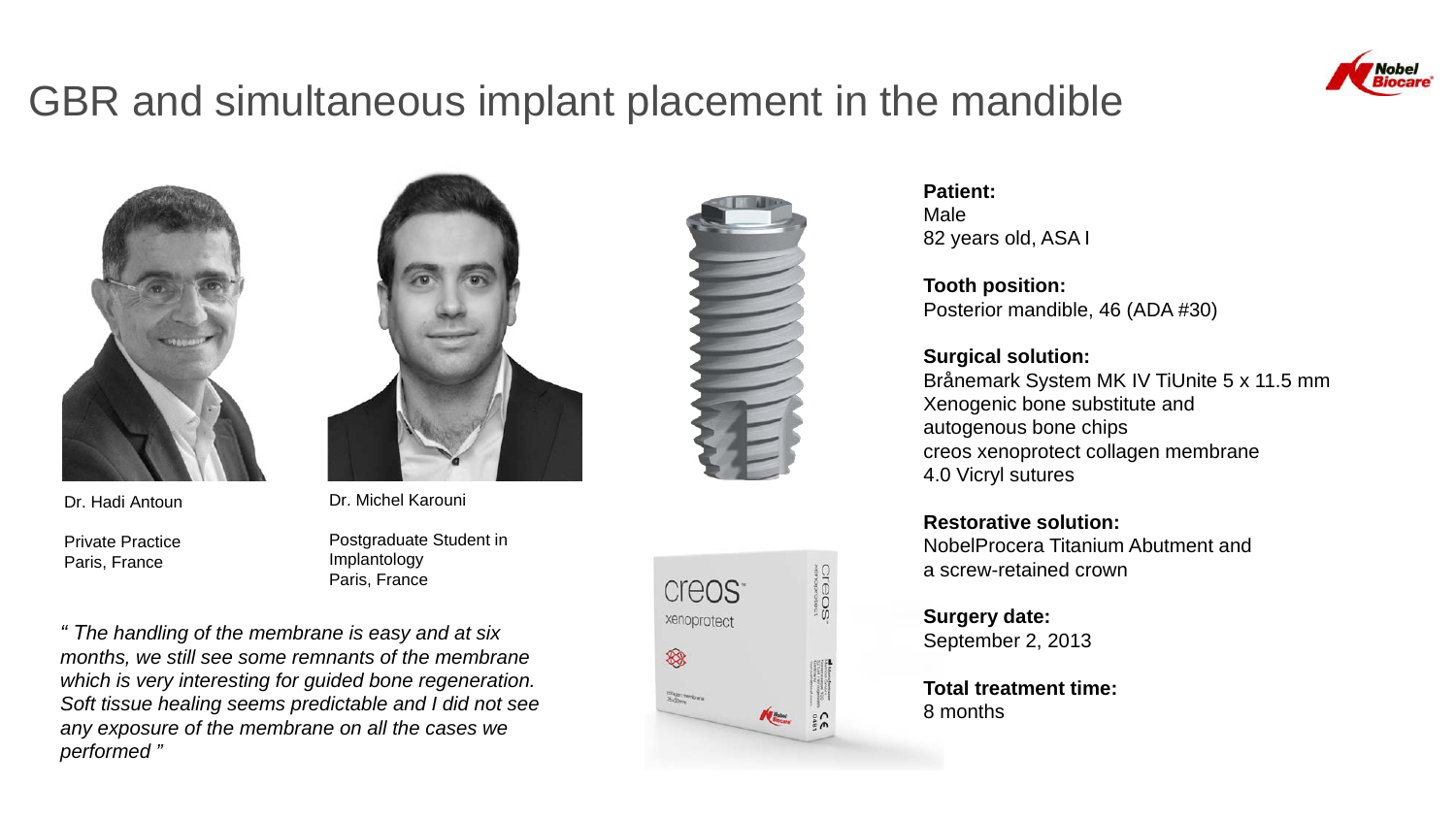# GBR and simultaneous implant placement in the mandible

Dr. Hadi Antoun

Private Practice
Paris, France

Dr. Michel Karouni

Postgraduate Student in Implantology
Paris, France

*" The handling of the membrane is easy and at six months, we still see some remnants of the membrane which is very interesting for guided bone regeneration. Soft tissue healing seems predictable and I did not see any exposure of the membrane on all the cases we performed "*

**Patient:**
Male
82 years old, ASA I

**Tooth position:**
Posterior mandible, 46 (ADA #30)

**Surgical solution:**
Brånemark System MK IV TiUnite 5 x 11.5 mm
Xenogenic bone substitute and autogenous bone chips
creos xenoprotect collagen membrane
4.0 Vicryl sutures

**Restorative solution:**
NobelProcera Titanium Abutment and a screw-retained crown

**Surgery date:**
September 2, 2013

**Total treatment time:**
8 months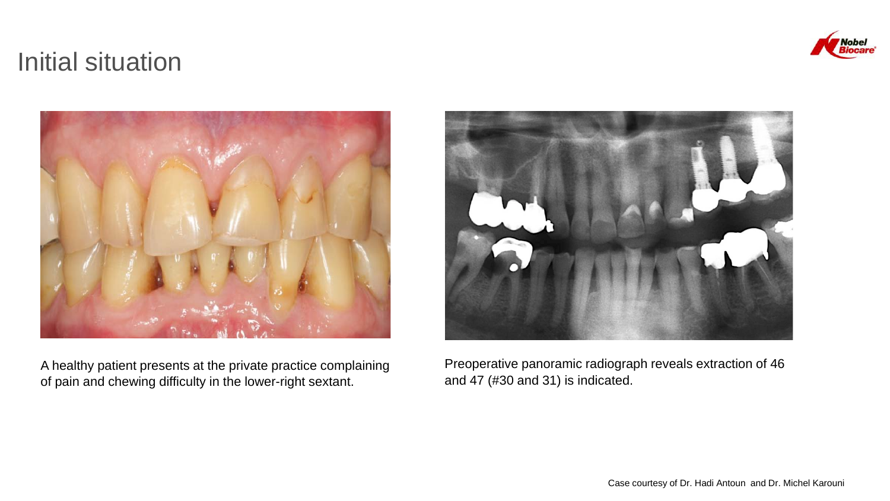# Initial situation

A healthy patient presents at the private practice complaining of pain and chewing difficulty in the lower-right sextant.

Preoperative panoramic radiograph reveals extraction of 46 and 47 (#30 and 31) is indicated.

Case courtesy of Dr. Hadi Antoun and Dr. Michel Karouni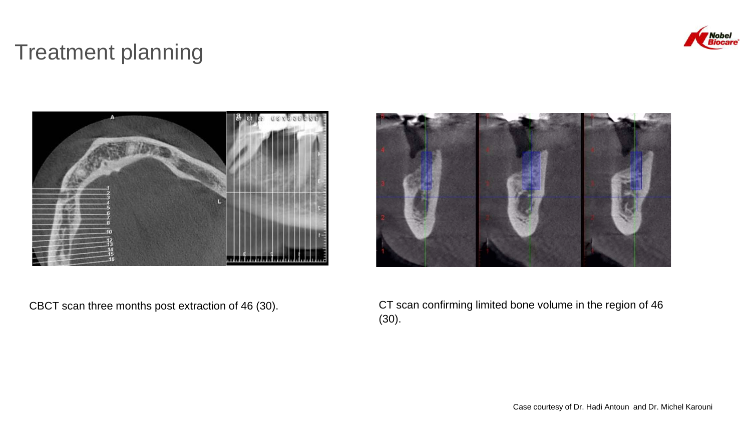# Treatment planning

CBCT scan three months post extraction of 46 (30).

CT scan confirming limited bone volume in the region of 46 (30).

Case courtesy of Dr. Hadi Antoun and Dr. Michel Karouni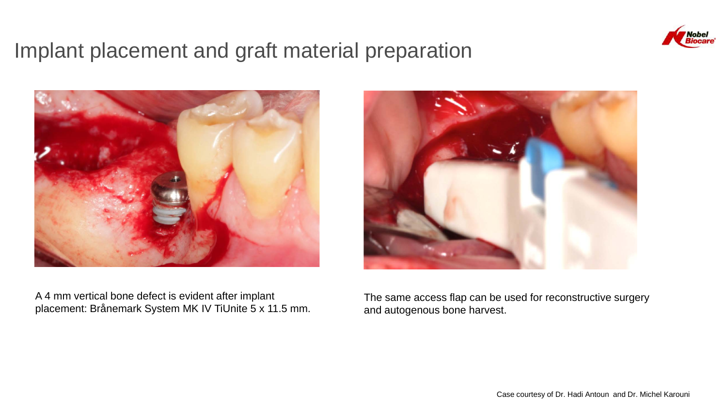# Implant placement and graft material preparation

A 4 mm vertical bone defect is evident after implant placement: Brånemark System MK IV TiUnite 5 x 11.5 mm.

The same access flap can be used for reconstructive surgery and autogenous bone harvest.

Case courtesy of Dr. Hadi Antoun and Dr. Michel Karouni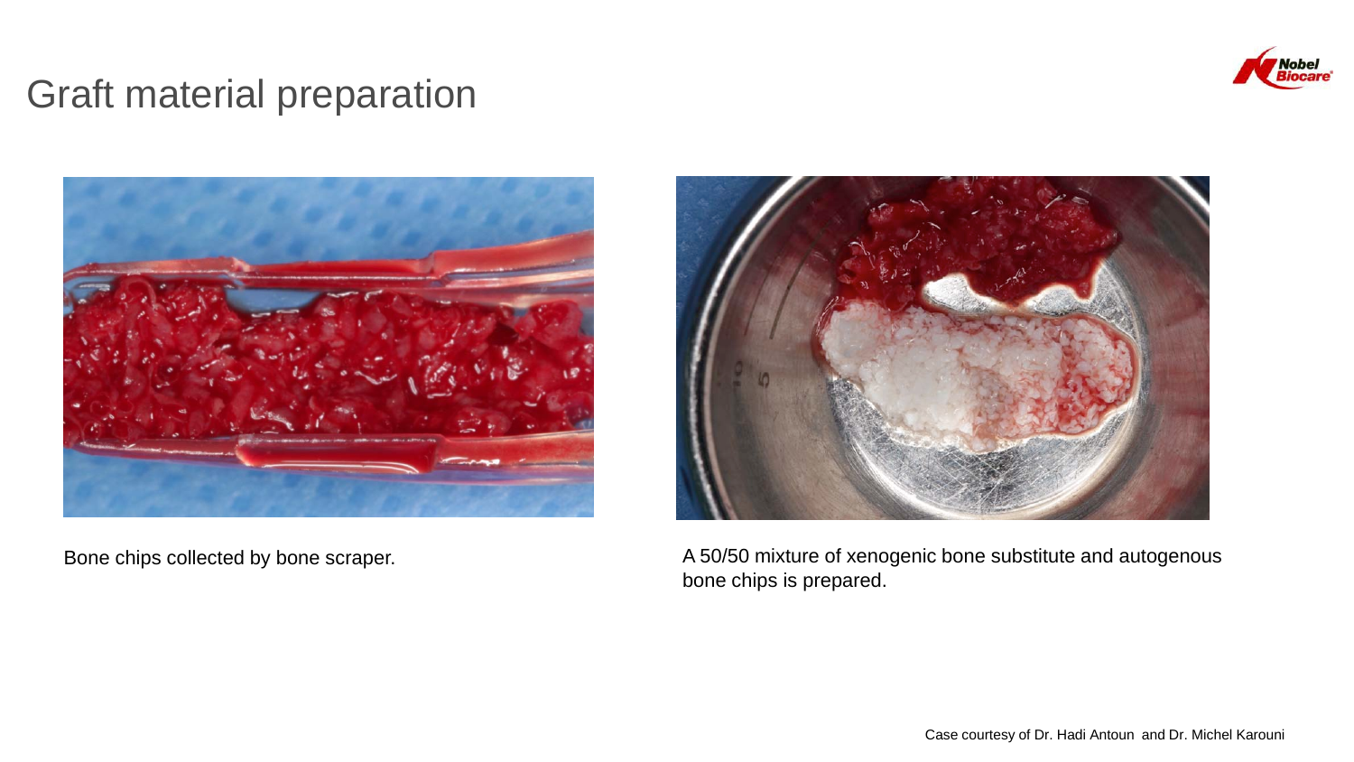# Graft material preparation

Bone chips collected by bone scraper.

A 50/50 mixture of xenogenic bone substitute and autogenous bone chips is prepared.

Case courtesy of Dr. Hadi Antoun and Dr. Michel Karouni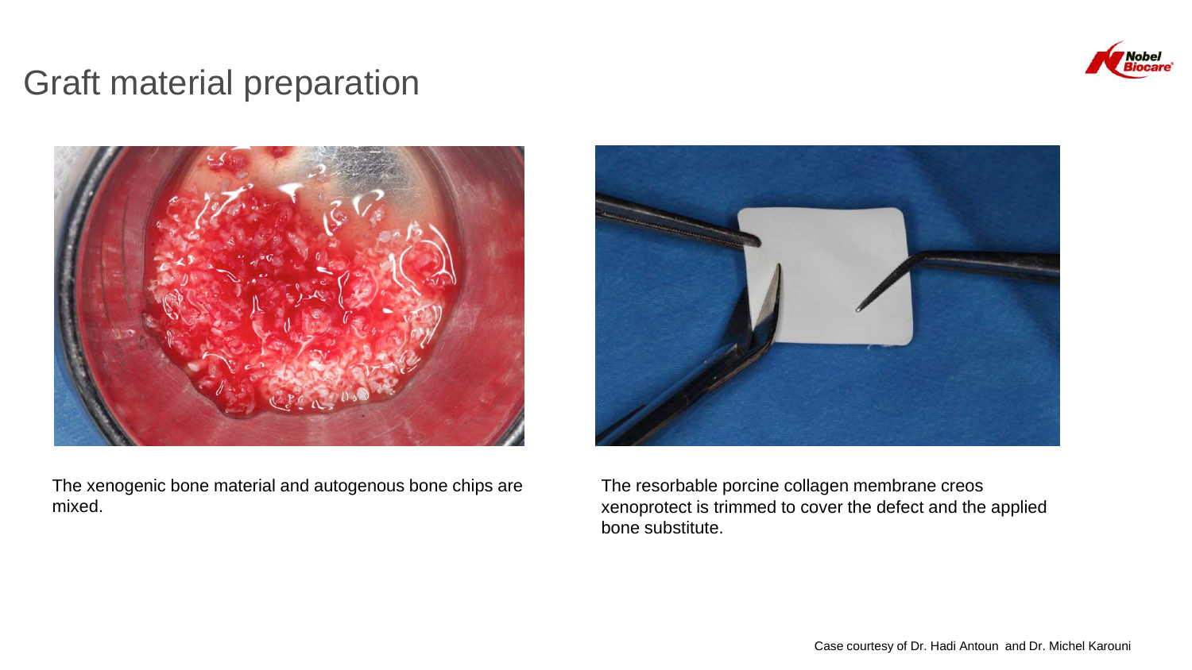# Graft material preparation

The xenogenic bone material and autogenous bone chips are mixed.

The resorbable porcine collagen membrane creos xenoprotect is trimmed to cover the defect and the applied bone substitute.

Case courtesy of Dr. Hadi Antoun and Dr. Michel Karouni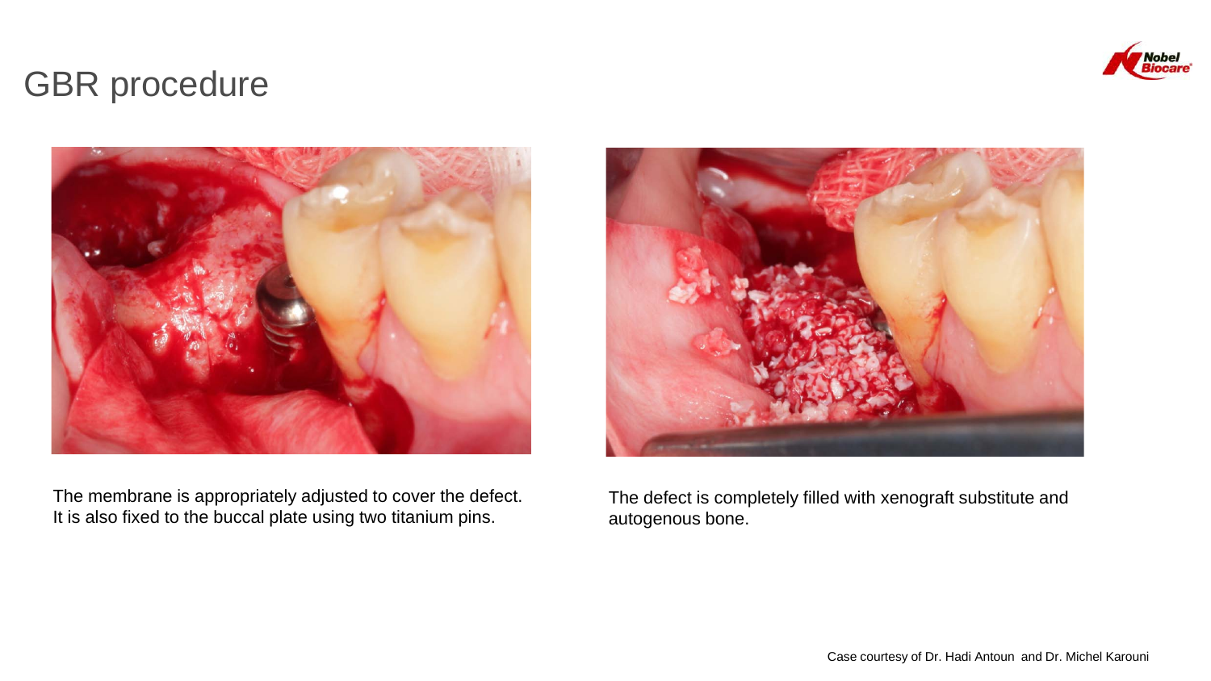# GBR procedure

The membrane is appropriately adjusted to cover the defect. It is also fixed to the buccal plate using two titanium pins.

The defect is completely filled with xenograft substitute and autogenous bone.

Case courtesy of Dr. Hadi Antoun and Dr. Michel Karouni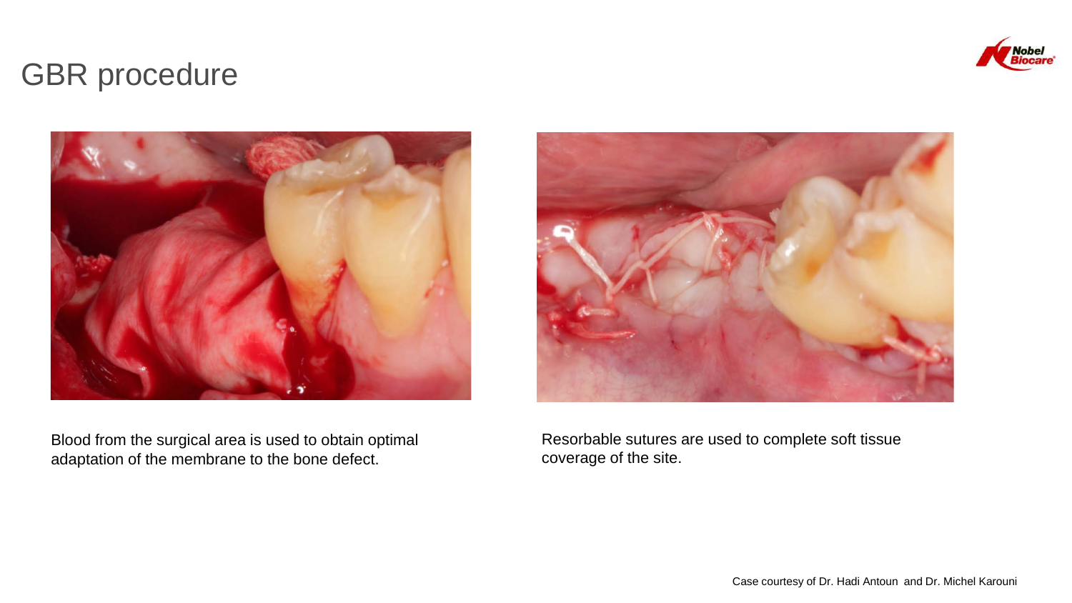# GBR procedure

Blood from the surgical area is used to obtain optimal adaptation of the membrane to the bone defect.

Resorbable sutures are used to complete soft tissue coverage of the site.

Case courtesy of Dr. Hadi Antoun and Dr. Michel Karouni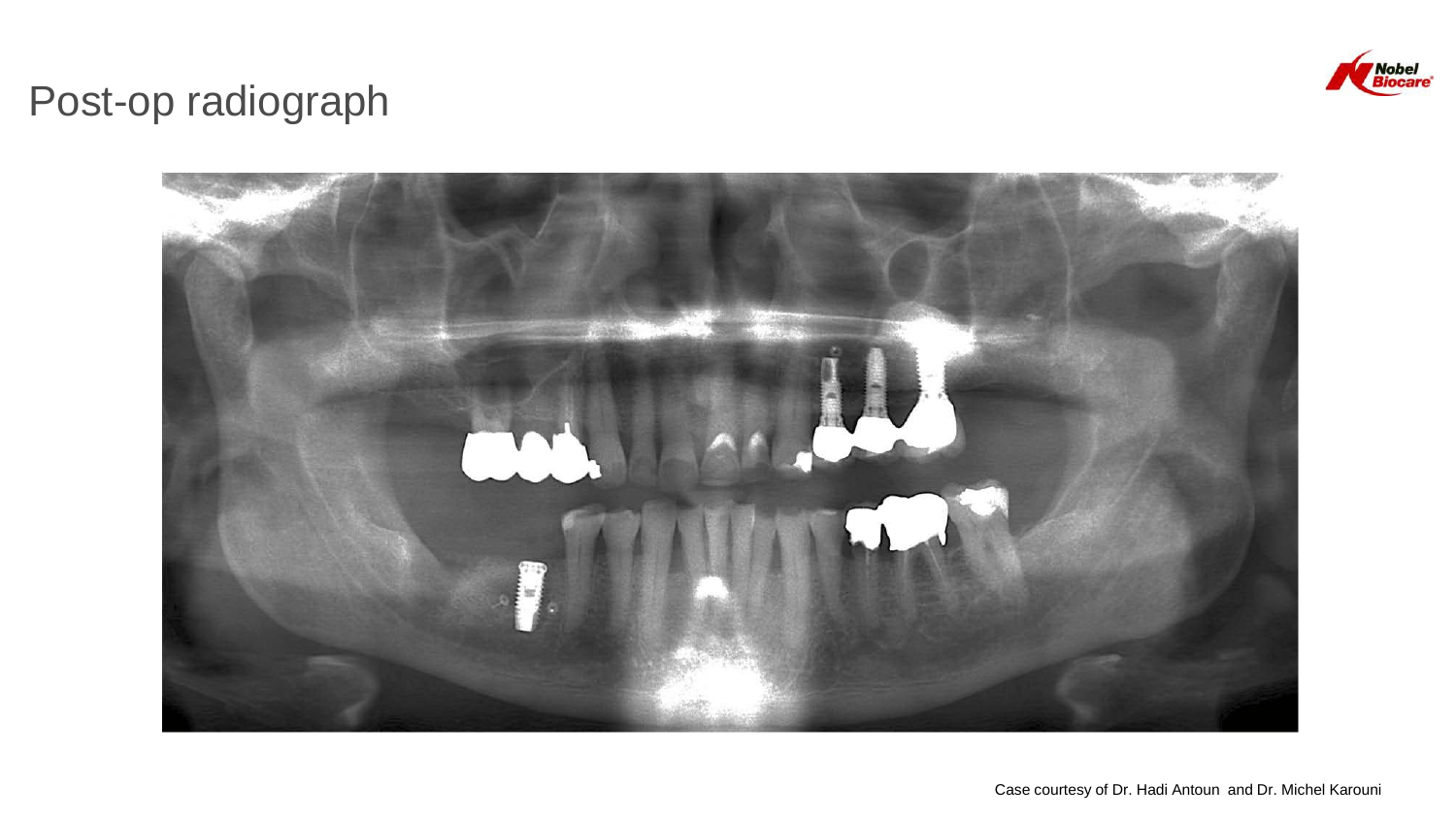# Post-op radiograph

Case courtesy of Dr. Hadi Antoun and Dr. Michel Karouni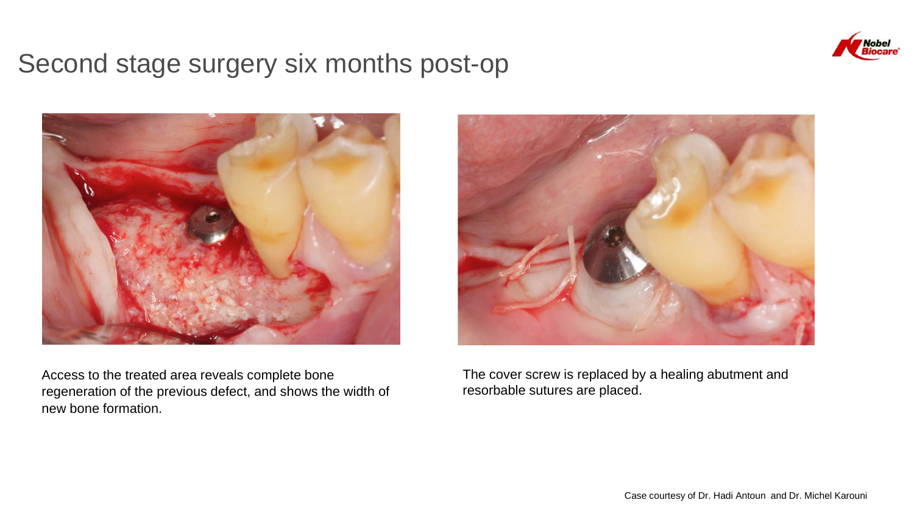# Second stage surgery six months post-op

Access to the treated area reveals complete bone regeneration of the previous defect, and shows the width of new bone formation.

The cover screw is replaced by a healing abutment and resorbable sutures are placed.

Case courtesy of Dr. Hadi Antoun and Dr. Michel Karouni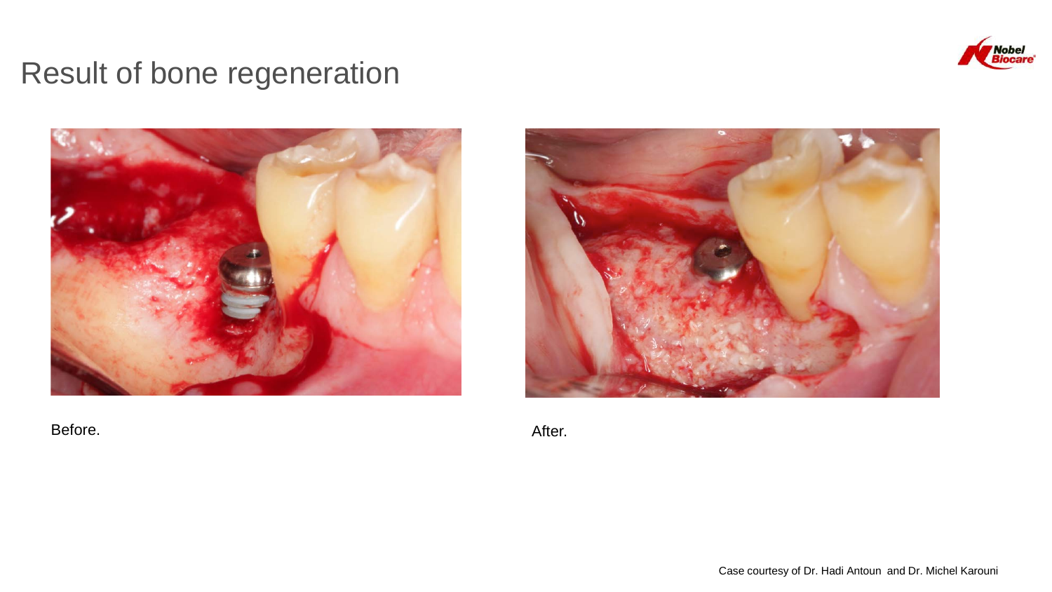# Result of bone regeneration

Before.

After.

Case courtesy of Dr. Hadi Antoun and Dr. Michel Karouni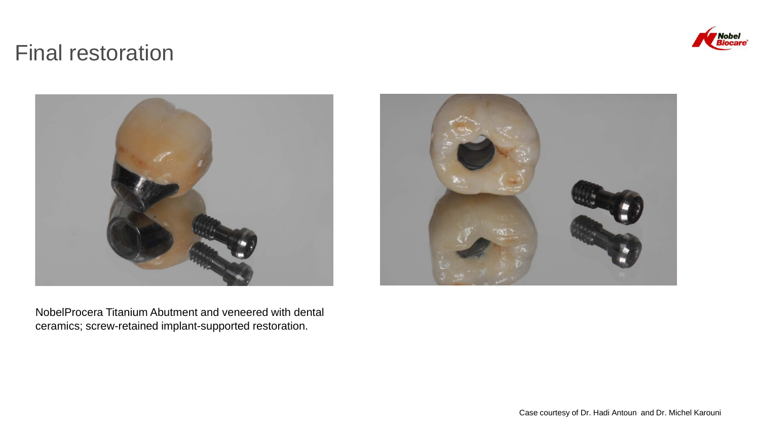# Final restoration

NobelProcera Titanium Abutment and veneered with dental ceramics; screw-retained implant-supported restoration.

Case courtesy of Dr. Hadi Antoun and Dr. Michel Karouni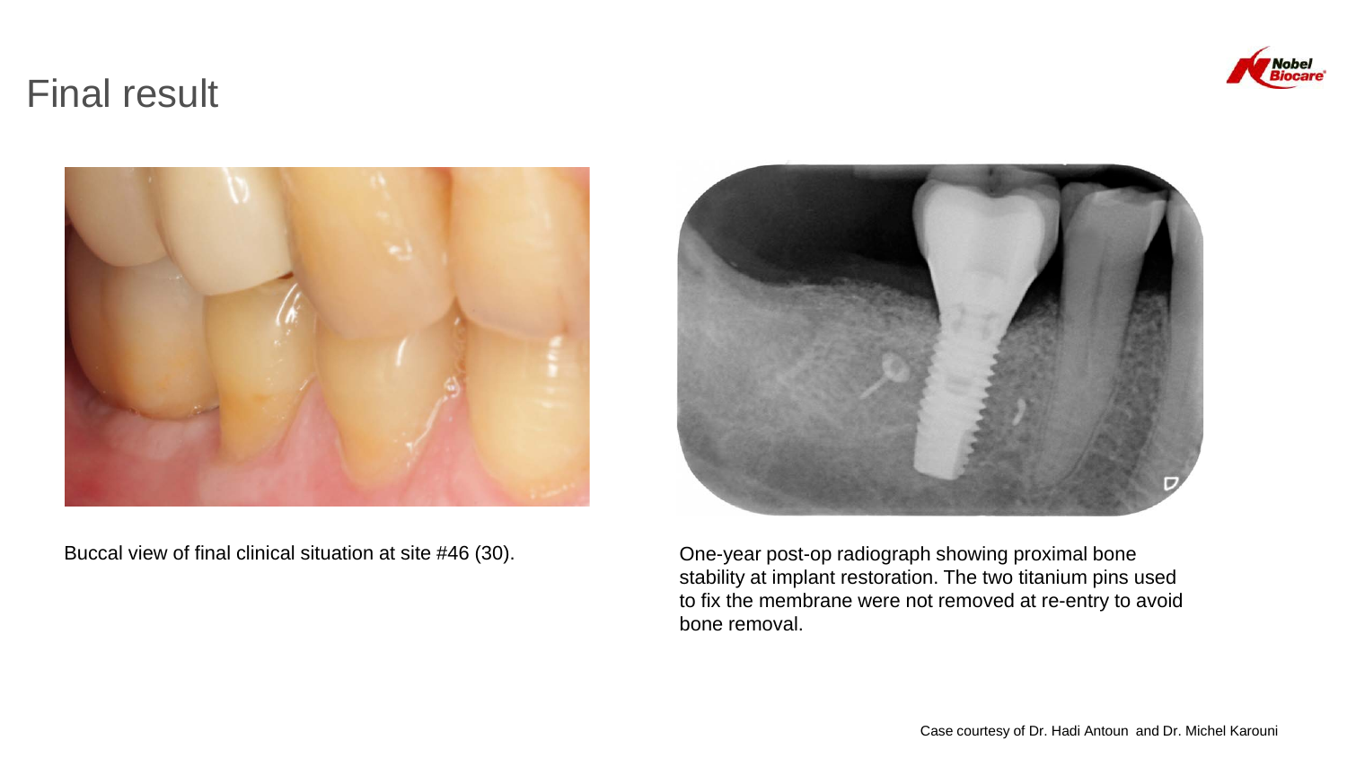# Final result

Buccal view of final clinical situation at site #46 (30).

One-year post-op radiograph showing proximal bone stability at implant restoration. The two titanium pins used to fix the membrane were not removed at re-entry to avoid bone removal.

Case courtesy of Dr. Hadi Antoun and Dr. Michel Karouni